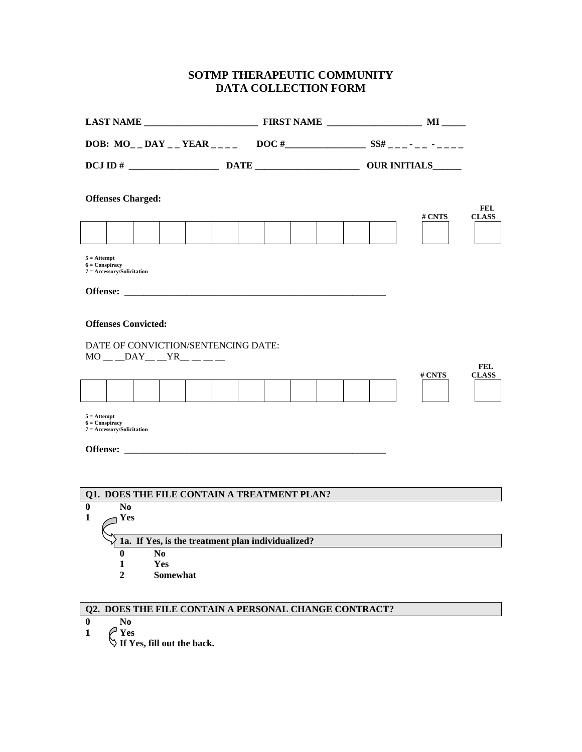# SOTMP THERAPEUTIC COMMUNITY
# DATA COLLECTION FORM

**LAST NAME ________________________ FIRST NAME ____________________ MI _____**

**DOB: MO_ _ DAY _ _ YEAR _ _ _ _ DOC #_________________ SS# _ _ _ - _ _ - _ _ _ _**

**DCJ ID # ___________________ DATE ______________________ OUR INITIALS______**

**Offenses Charged:**

| | | | | | | | | | | | | | # CNTS | FEL CLASS |
|---|---|---|---|---|---|---|---|---|---|---|---|---|---|---|
| | | | | | | | | | | | | | | |

5 = Attempt
6 = Conspiracy
7 = Accessory/Solicitation

**Offense: _________________________________________________________**

**Offenses Convicted:**

DATE OF CONVICTION/SENTENCING DATE:
MO __ __DAY__ __YR__ __ __ __

| | | | | | | | | | | | | | # CNTS | FEL CLASS |
|---|---|---|---|---|---|---|---|---|---|---|---|---|---|---|
| | | | | | | | | | | | | | | |

5 = Attempt
6 = Conspiracy
7 = Accessory/Solicitation

**Offense: _________________________________________________________**

**Q1. DOES THE FILE CONTAIN A TREATMENT PLAN?**

**0** **No**
**1** **Yes**

**1a. If Yes, is the treatment plan individualized?**

- **0** **No**
- **1** **Yes**
- **2** **Somewhat**

**Q2. DOES THE FILE CONTAIN A PERSONAL CHANGE CONTRACT?**

**0** **No**
**1** **Yes**
**If Yes, fill out the back.**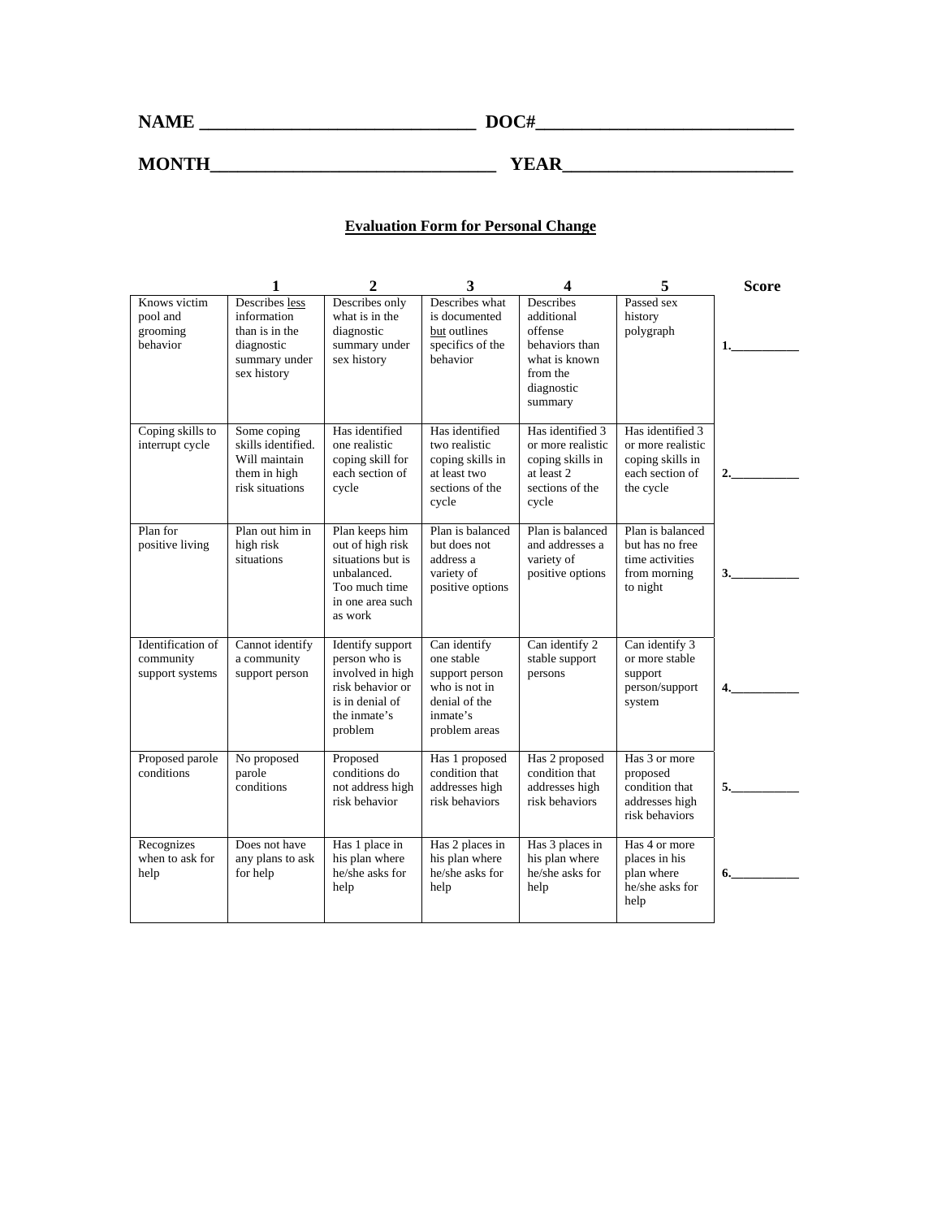**NAME ______________________________ DOC#____________________________**

**MONTH_____________________________ YEAR_________________________**

## Evaluation Form for Personal Change

| | **1** | **2** | **3** | **4** | **5** | **Score** |
|---|---|---|---|---|---|---|
| Knows victim pool and grooming behavior | Describes less information than is in the diagnostic summary under sex history | Describes only what is in the diagnostic summary under sex history | Describes what is documented but outlines specifics of the behavior | Describes additional offense behaviors than what is known from the diagnostic summary | Passed sex history polygraph | **1.__________** |
| Coping skills to interrupt cycle | Some coping skills identified. Will maintain them in high risk situations | Has identified one realistic coping skill for each section of cycle | Has identified two realistic coping skills in at least two sections of the cycle | Has identified 3 or more realistic coping skills in at least 2 sections of the cycle | Has identified 3 or more realistic coping skills in each section of the cycle | **2.__________** |
| Plan for positive living | Plan out him in high risk situations | Plan keeps him out of high risk situations but is unbalanced. Too much time in one area such as work | Plan is balanced but does not address a variety of positive options | Plan is balanced and addresses a variety of positive options | Plan is balanced but has no free time activities from morning to night | **3.__________** |
| Identification of community support systems | Cannot identify a community support person | Identify support person who is involved in high risk behavior or is in denial of the inmate's problem | Can identify one stable support person who is not in denial of the inmate's problem areas | Can identify 2 stable support persons | Can identify 3 or more stable support person/support system | **4.__________** |
| Proposed parole conditions | No proposed parole conditions | Proposed conditions do not address high risk behavior | Has 1 proposed condition that addresses high risk behaviors | Has 2 proposed condition that addresses high risk behaviors | Has 3 or more proposed condition that addresses high risk behaviors | **5.__________** |
| Recognizes when to ask for help | Does not have any plans to ask for help | Has 1 place in his plan where he/she asks for help | Has 2 places in his plan where he/she asks for help | Has 3 places in his plan where he/she asks for help | Has 4 or more places in his plan where he/she asks for help | **6.__________** |